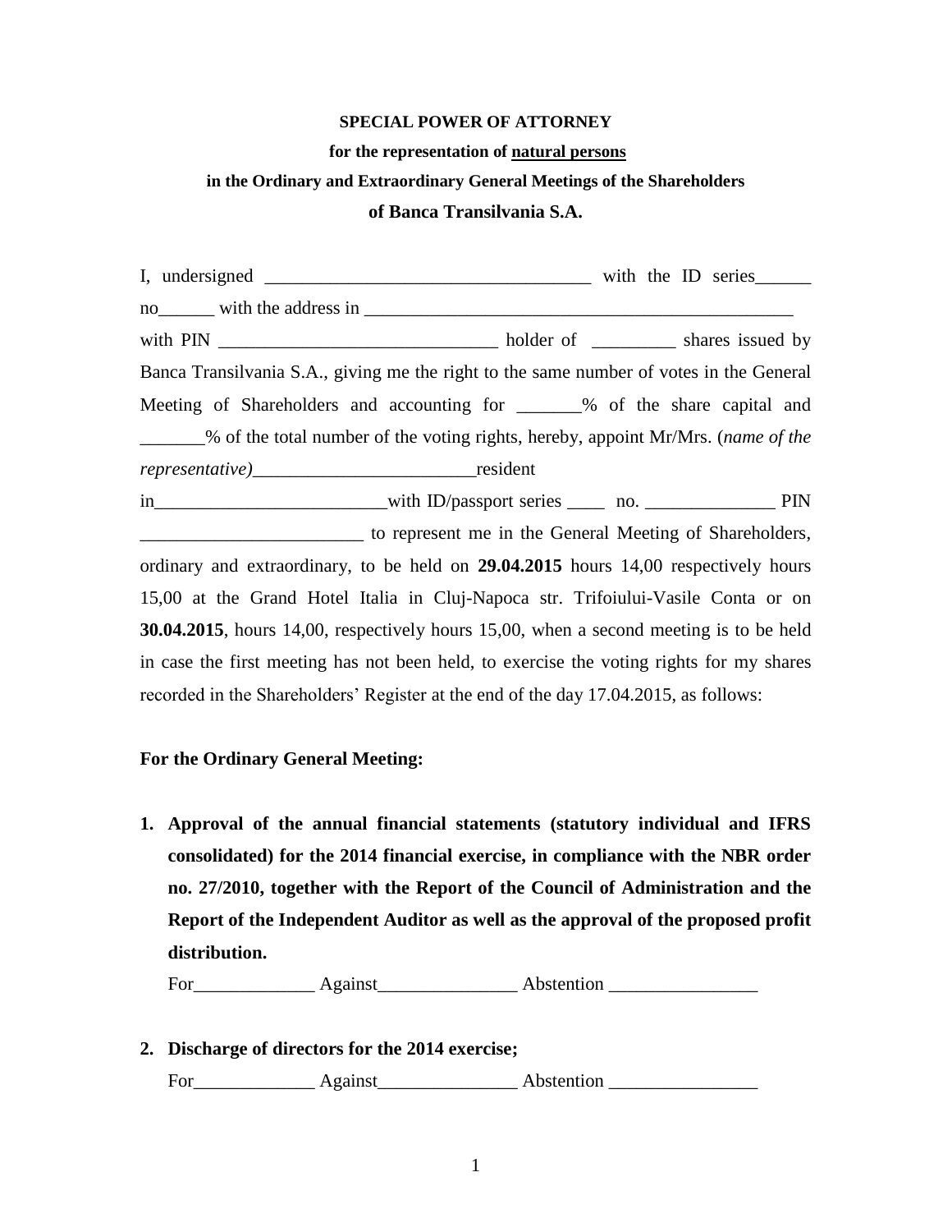**SPECIAL POWER OF ATTORNEY**

**for the representation of natural persons**

**in the Ordinary and Extraordinary General Meetings of the Shareholders**

**of Banca Transilvania S.A.**

I, undersigned ____________________________________ with the ID series______ no______ with the address in _________________________________________________ with PIN ______________________________ holder of _________ shares issued by Banca Transilvania S.A., giving me the right to the same number of votes in the General Meeting of Shareholders and accounting for _______% of the share capital and _______% of the total number of the voting rights, hereby, appoint Mr/Mrs. (*name of the representative)*________________________resident in_________________________with ID/passport series ____ no. ______________ PIN ________________________ to represent me in the General Meeting of Shareholders, ordinary and extraordinary, to be held on **29.04.2015** hours 14,00 respectively hours 15,00 at the Grand Hotel Italia in Cluj-Napoca str. Trifoiului-Vasile Conta or on **30.04.2015**, hours 14,00, respectively hours 15,00, when a second meeting is to be held in case the first meeting has not been held, to exercise the voting rights for my shares recorded in the Shareholders' Register at the end of the day 17.04.2015, as follows:

**For the Ordinary General Meeting:**

1. **Approval of the annual financial statements (statutory individual and IFRS consolidated) for the 2014 financial exercise, in compliance with the NBR order no. 27/2010, together with the Report of the Council of Administration and the Report of the Independent Auditor as well as the approval of the proposed profit distribution.**

   For_____________ Against_______________ Abstention ________________

2. **Discharge of directors for the 2014 exercise;**

   For_____________ Against_______________ Abstention ________________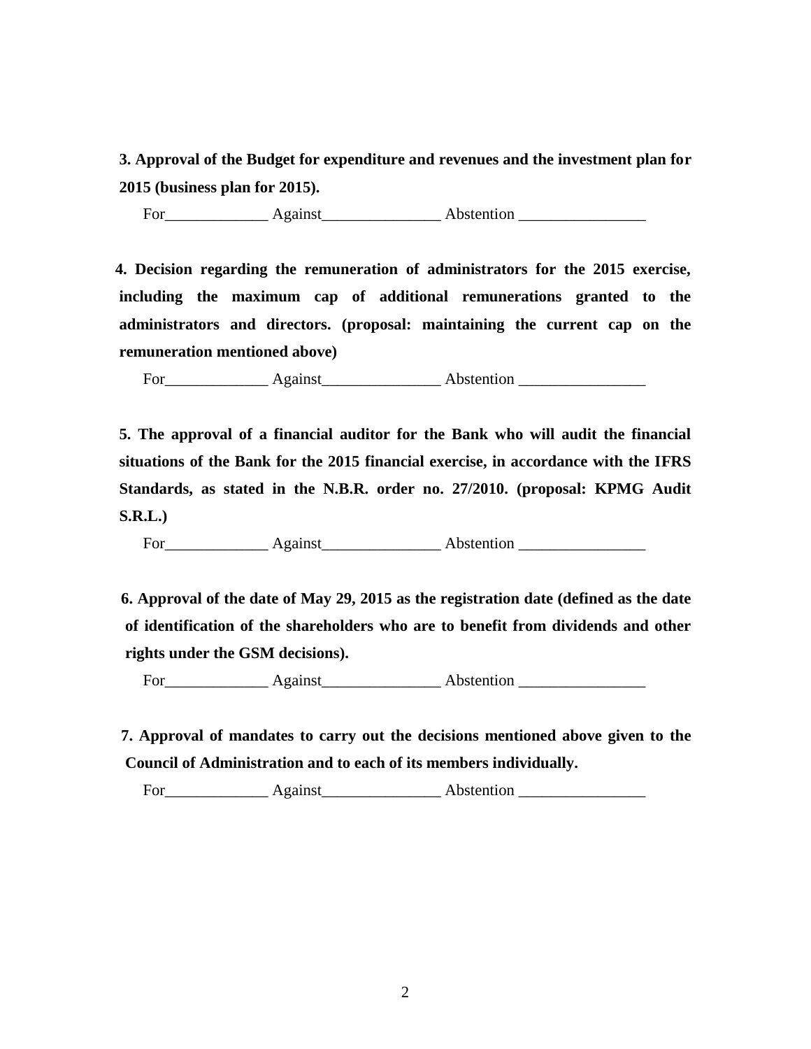**3. Approval of the Budget for expenditure and revenues and the investment plan for 2015 (business plan for 2015).**

For_____________ Against_______________ Abstention ________________

**4. Decision regarding the remuneration of administrators for the 2015 exercise, including the maximum cap of additional remunerations granted to the administrators and directors. (proposal: maintaining the current cap on the remuneration mentioned above)**

For_____________ Against_______________ Abstention ________________

**5. The approval of a financial auditor for the Bank who will audit the financial situations of the Bank for the 2015 financial exercise, in accordance with the IFRS Standards, as stated in the N.B.R. order no. 27/2010. (proposal: KPMG Audit S.R.L.)**

For_____________ Against_______________ Abstention ________________

**6. Approval of the date of May 29, 2015 as the registration date (defined as the date of identification of the shareholders who are to benefit from dividends and other rights under the GSM decisions).**

For_____________ Against_______________ Abstention ________________

**7. Approval of mandates to carry out the decisions mentioned above given to the Council of Administration and to each of its members individually.**

For_____________ Against_______________ Abstention ________________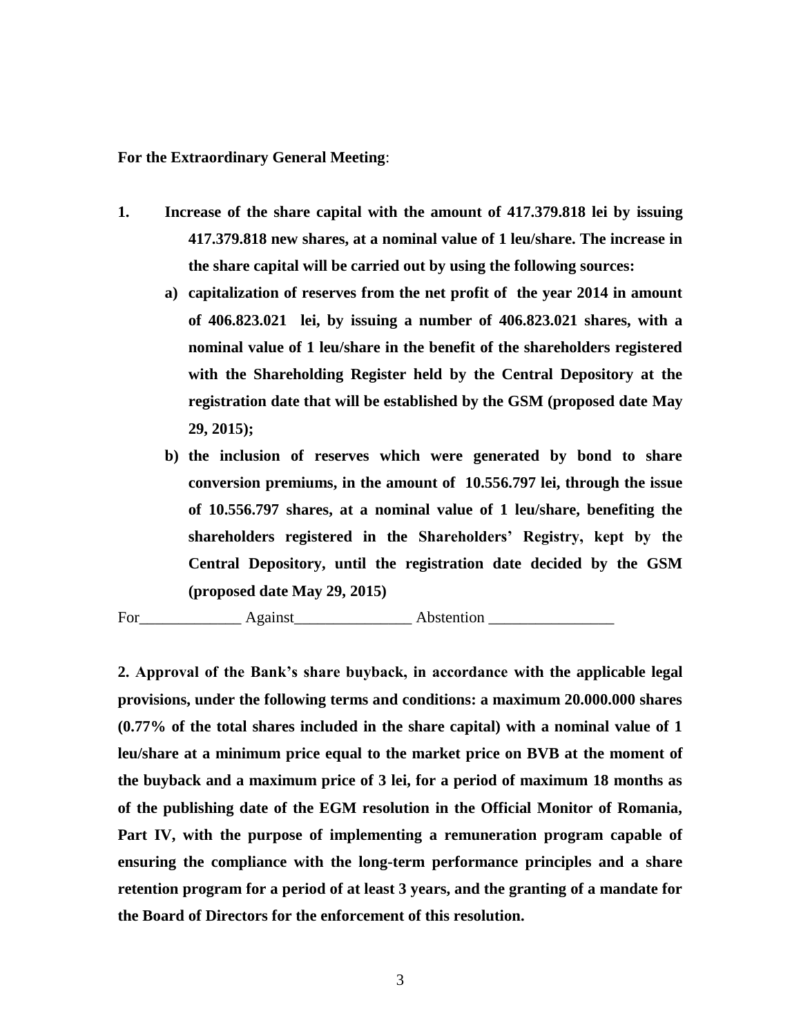**For the Extraordinary General Meeting**:

1. **Increase of the share capital with the amount of 417.379.818 lei by issuing 417.379.818 new shares, at a nominal value of 1 leu/share. The increase in the share capital will be carried out by using the following sources:**
   a) **capitalization of reserves from the net profit of the year 2014 in amount of 406.823.021 lei, by issuing a number of 406.823.021 shares, with a nominal value of 1 leu/share in the benefit of the shareholders registered with the Shareholding Register held by the Central Depository at the registration date that will be established by the GSM (proposed date May 29, 2015);**
   b) **the inclusion of reserves which were generated by bond to share conversion premiums, in the amount of 10.556.797 lei, through the issue of 10.556.797 shares, at a nominal value of 1 leu/share, benefiting the shareholders registered in the Shareholders' Registry, kept by the Central Depository, until the registration date decided by the GSM (proposed date May 29, 2015)**

For_____________ Against_______________ Abstention ________________

**2. Approval of the Bank's share buyback, in accordance with the applicable legal provisions, under the following terms and conditions: a maximum 20.000.000 shares (0.77% of the total shares included in the share capital) with a nominal value of 1 leu/share at a minimum price equal to the market price on BVB at the moment of the buyback and a maximum price of 3 lei, for a period of maximum 18 months as of the publishing date of the EGM resolution in the Official Monitor of Romania, Part IV, with the purpose of implementing a remuneration program capable of ensuring the compliance with the long-term performance principles and a share retention program for a period of at least 3 years, and the granting of a mandate for the Board of Directors for the enforcement of this resolution.**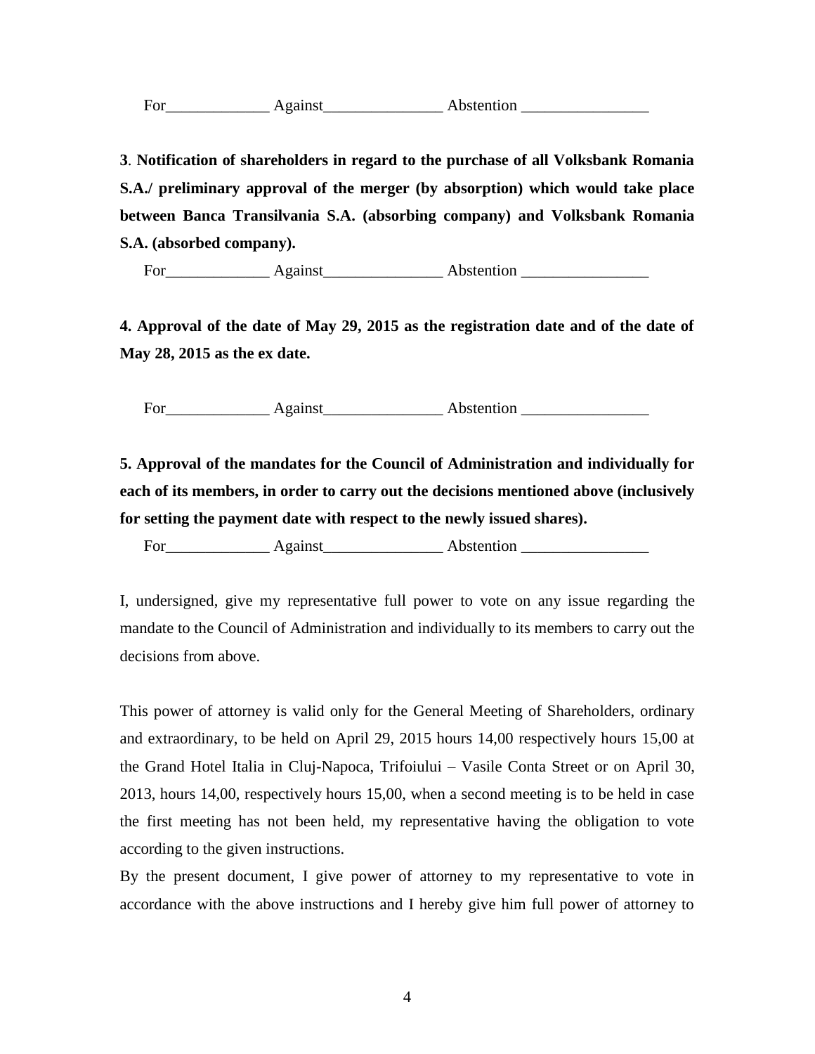For_____________ Against_______________ Abstention ________________

**3**. **Notification of shareholders in regard to the purchase of all Volksbank Romania S.A./ preliminary approval of the merger (by absorption) which would take place between Banca Transilvania S.A. (absorbing company) and Volksbank Romania S.A. (absorbed company).**

For_____________ Against_______________ Abstention ________________

**4. Approval of the date of May 29, 2015 as the registration date and of the date of May 28, 2015 as the ex date.**

For_____________ Against_______________ Abstention ________________

**5. Approval of the mandates for the Council of Administration and individually for each of its members, in order to carry out the decisions mentioned above (inclusively for setting the payment date with respect to the newly issued shares).**

For_____________ Against_______________ Abstention ________________

I, undersigned, give my representative full power to vote on any issue regarding the mandate to the Council of Administration and individually to its members to carry out the decisions from above.

This power of attorney is valid only for the General Meeting of Shareholders, ordinary and extraordinary, to be held on April 29, 2015 hours 14,00 respectively hours 15,00 at the Grand Hotel Italia in Cluj-Napoca, Trifoiului – Vasile Conta Street or on April 30, 2013, hours 14,00, respectively hours 15,00, when a second meeting is to be held in case the first meeting has not been held, my representative having the obligation to vote according to the given instructions.

By the present document, I give power of attorney to my representative to vote in accordance with the above instructions and I hereby give him full power of attorney to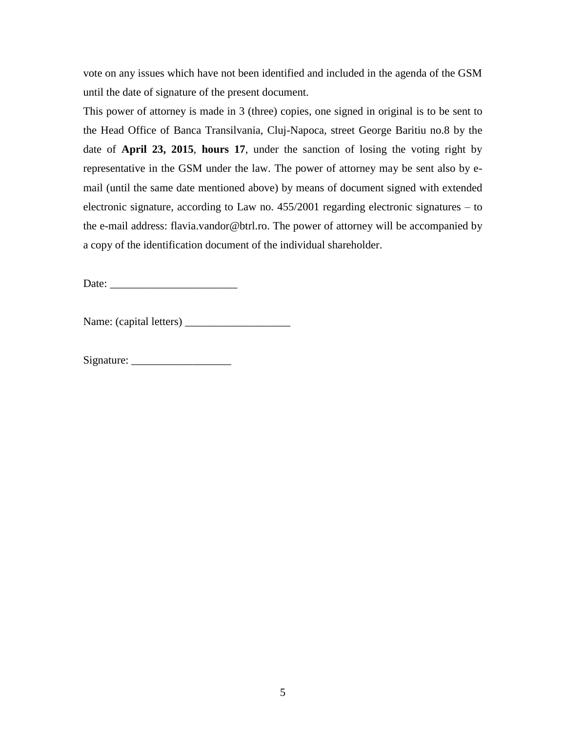vote on any issues which have not been identified and included in the agenda of the GSM until the date of signature of the present document.

This power of attorney is made in 3 (three) copies, one signed in original is to be sent to the Head Office of Banca Transilvania, Cluj-Napoca, street George Baritiu no.8 by the date of **April 23, 2015**, **hours 17**, under the sanction of losing the voting right by representative in the GSM under the law. The power of attorney may be sent also by e-mail (until the same date mentioned above) by means of document signed with extended electronic signature, according to Law no. 455/2001 regarding electronic signatures – to the e-mail address: flavia.vandor@btrl.ro. The power of attorney will be accompanied by a copy of the identification document of the individual shareholder.

Date: _______________________

Name: (capital letters) ___________________

Signature: __________________